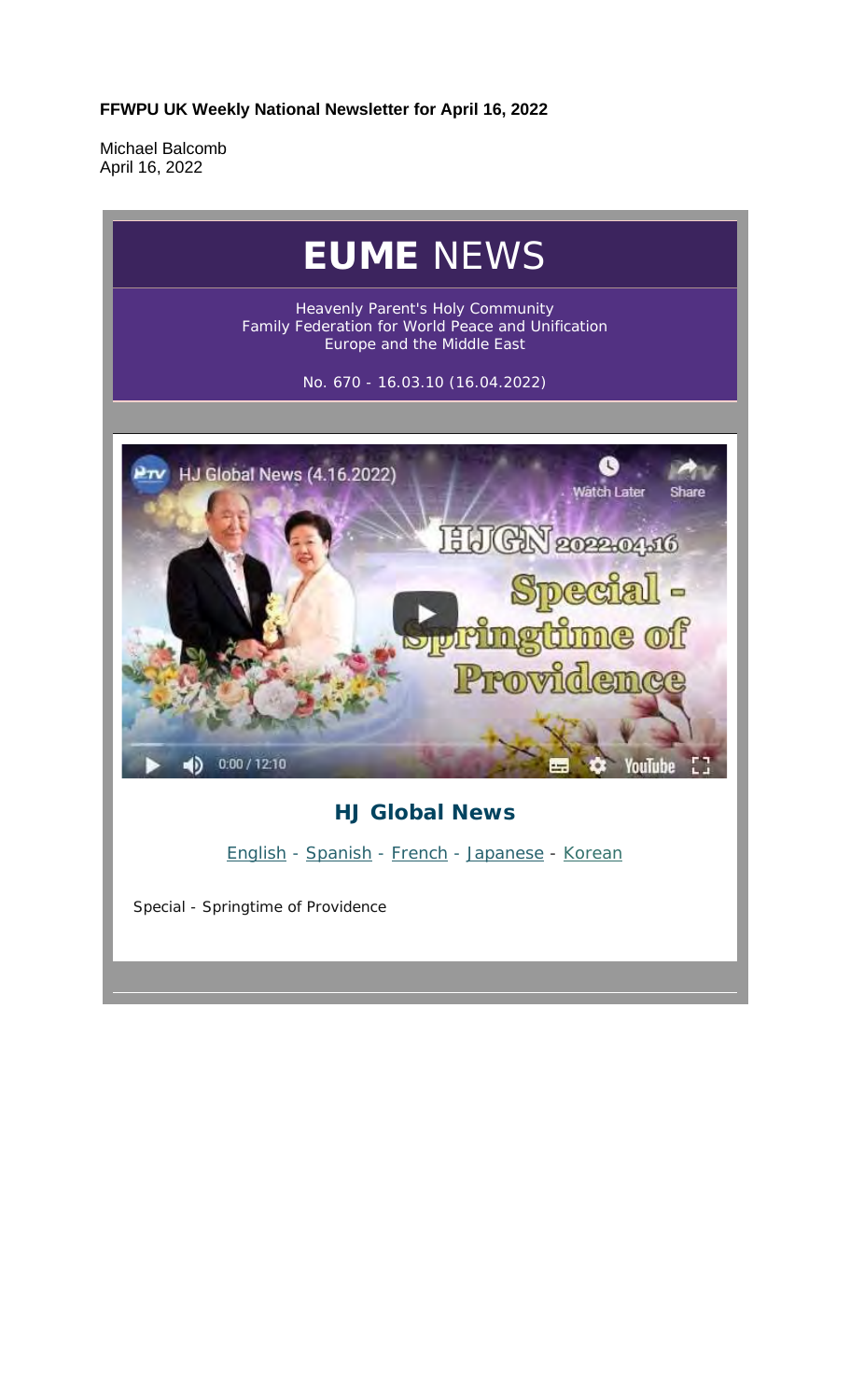**FFWPU UK Weekly National Newsletter for April 16, 2022**

Michael Balcomb
April 16, 2022

# EUME NEWS

Heavenly Parent's Holy Community
Family Federation for World Peace and Unification
Europe and the Middle East

No. 670 - 16.03.10 (16.04.2022)

## HJ Global News

English - Spanish - French - Japanese - Korean

Special - Springtime of Providence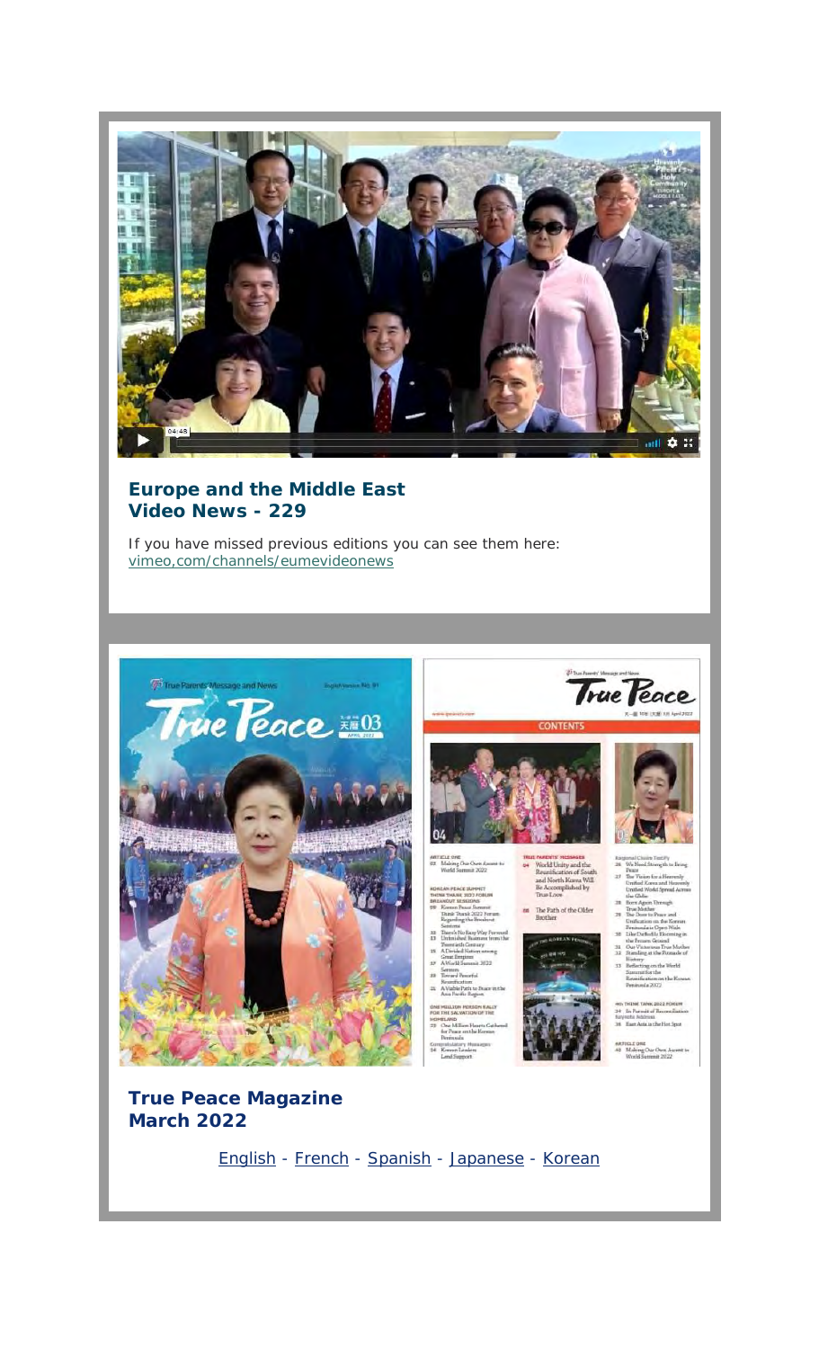**Europe and the Middle East Video News - 229**

If you have missed previous editions you can see them here: vimeo,com/channels/eumevideonews

**True Peace Magazine March 2022**

English - French - Spanish - Japanese - Korean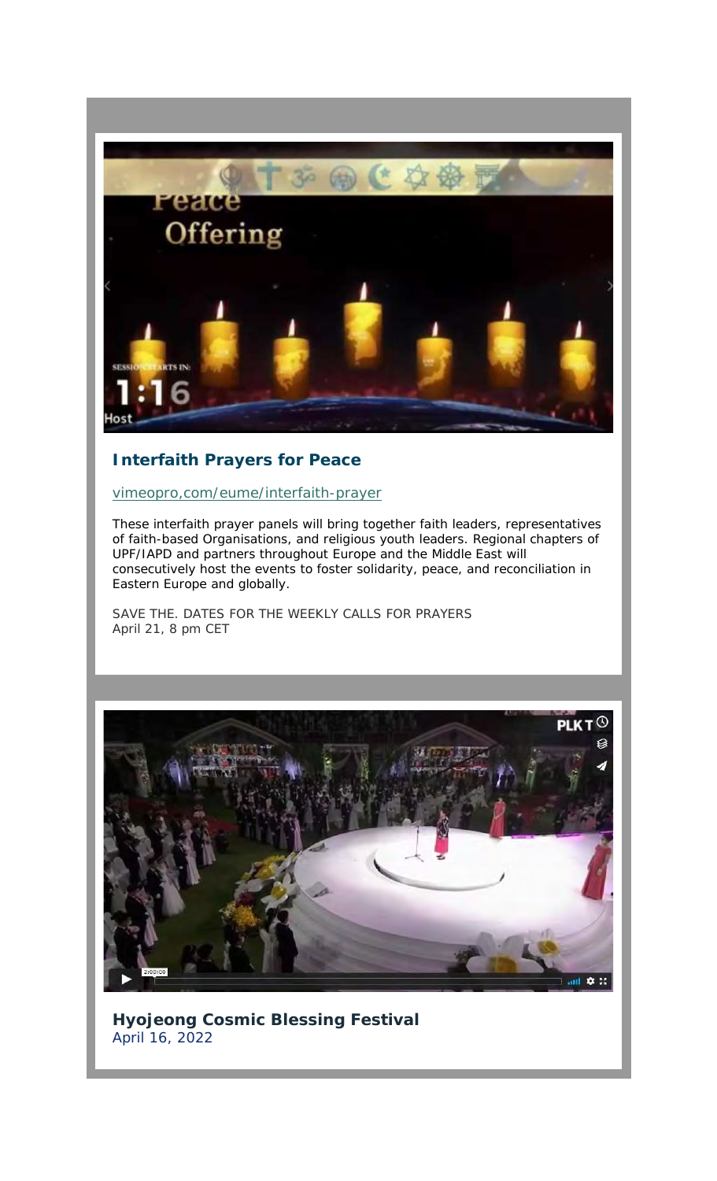## Interfaith Prayers for Peace

vimeopro,com/eume/interfaith-prayer

These interfaith prayer panels will bring together faith leaders, representatives of faith-based Organisations, and religious youth leaders. Regional chapters of UPF/IAPD and partners throughout Europe and the Middle East will consecutively host the events to foster solidarity, peace, and reconciliation in Eastern Europe and globally.

SAVE THE. DATES FOR THE WEEKLY CALLS FOR PRAYERS
April 21, 8 pm CET

## Hyojeong Cosmic Blessing Festival

April 16, 2022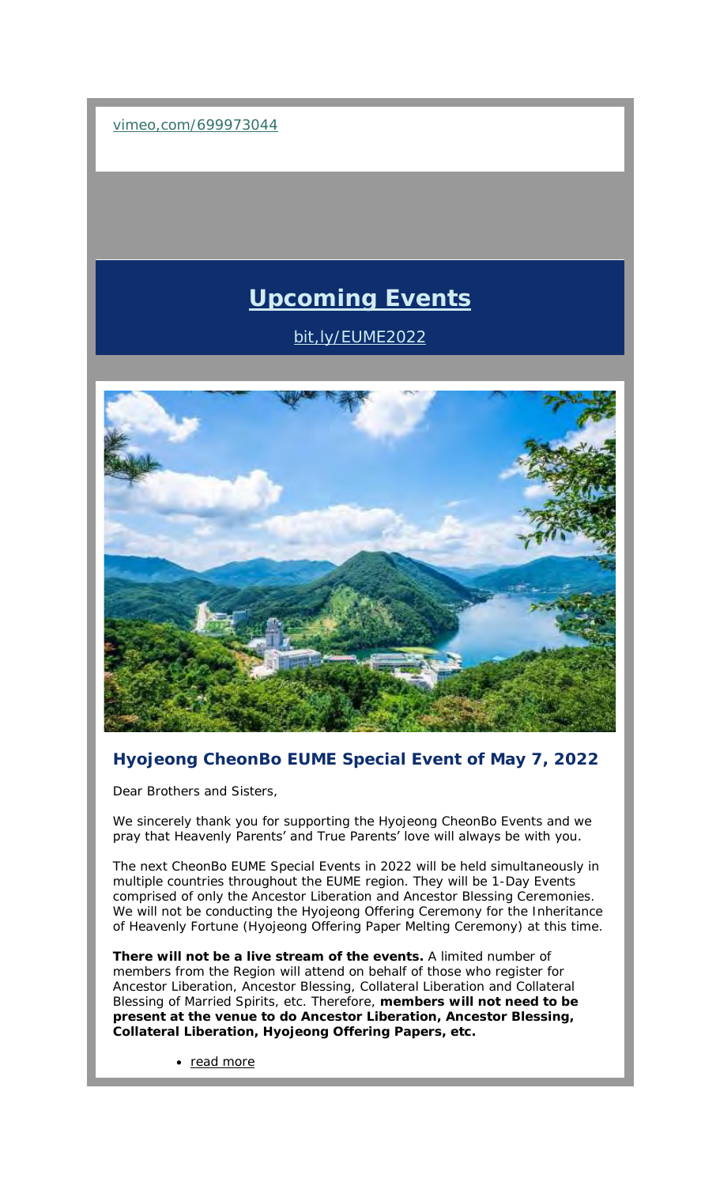vimeo,com/699973044

## Upcoming Events

bit,ly/EUME2022

### Hyojeong CheonBo EUME Special Event of May 7, 2022

Dear Brothers and Sisters,

We sincerely thank you for supporting the Hyojeong CheonBo Events and we pray that Heavenly Parents' and True Parents' love will always be with you.

The next CheonBo EUME Special Events in 2022 will be held simultaneously in multiple countries throughout the EUME region. They will be 1-Day Events comprised of only the Ancestor Liberation and Ancestor Blessing Ceremonies. We will not be conducting the Hyojeong Offering Ceremony for the Inheritance of Heavenly Fortune (Hyojeong Offering Paper Melting Ceremony) at this time.

**There will not be a live stream of the events.** A limited number of members from the Region will attend on behalf of those who register for Ancestor Liberation, Ancestor Blessing, Collateral Liberation and Collateral Blessing of Married Spirits, etc. Therefore, **members will not need to be present at the venue to do Ancestor Liberation, Ancestor Blessing, Collateral Liberation, Hyojeong Offering Papers, etc.**

- read more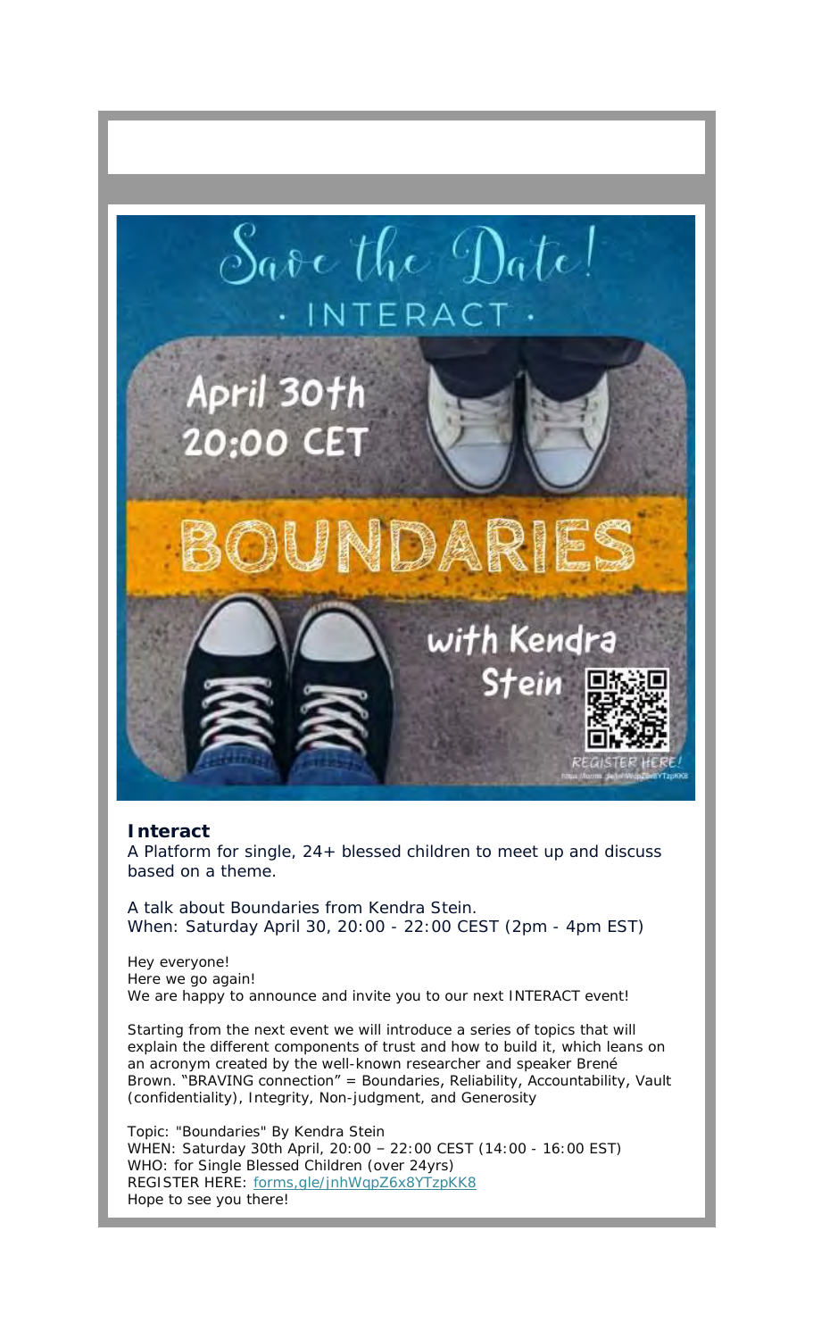Save the Date!

· INTERACT ·

April 30th
20:00 CET

BOUNDARIES

with Kendra Stein

REGISTER HERE!

**Interact**
A Platform for single, 24+ blessed children to meet up and discuss based on a theme.

A talk about Boundaries from Kendra Stein.
When: Saturday April 30, 20:00 - 22:00 CEST (2pm - 4pm EST)

Hey everyone!
Here we go again!
We are happy to announce and invite you to our next INTERACT event!

Starting from the next event we will introduce a series of topics that will explain the different components of trust and how to build it, which leans on an acronym created by the well-known researcher and speaker Brené Brown. "BRAVING connection" = Boundaries, Reliability, Accountability, Vault (confidentiality), Integrity, Non-judgment, and Generosity

Topic: "Boundaries" By Kendra Stein
WHEN: Saturday 30th April, 20:00 – 22:00 CEST (14:00 - 16:00 EST)
WHO: for Single Blessed Children (over 24yrs)
REGISTER HERE: forms.gle/jnhWqpZ6x8YTzpKK8
Hope to see you there!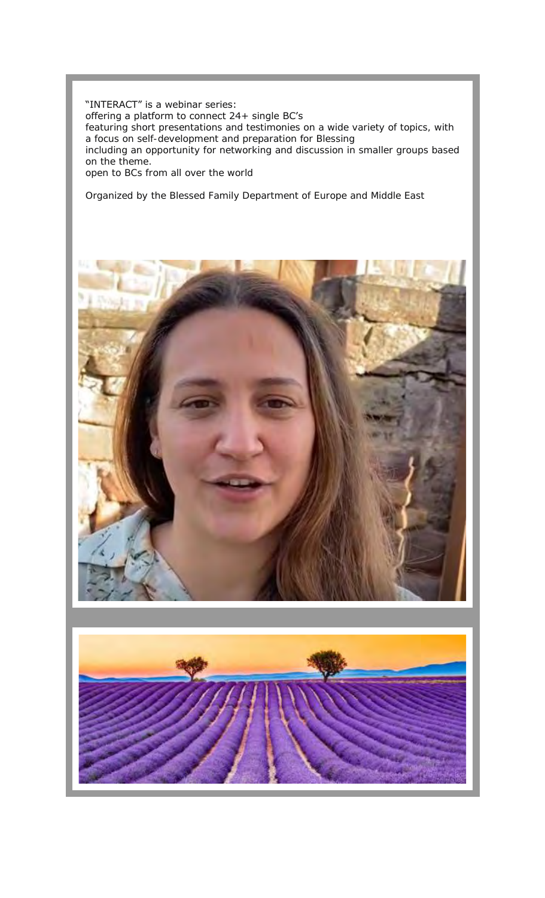"INTERACT" is a webinar series:

offering a platform to connect 24+ single BC's

featuring short presentations and testimonies on a wide variety of topics, with a focus on self-development and preparation for Blessing

including an opportunity for networking and discussion in smaller groups based on the theme.

open to BCs from all over the world

Organized by the Blessed Family Department of Europe and Middle East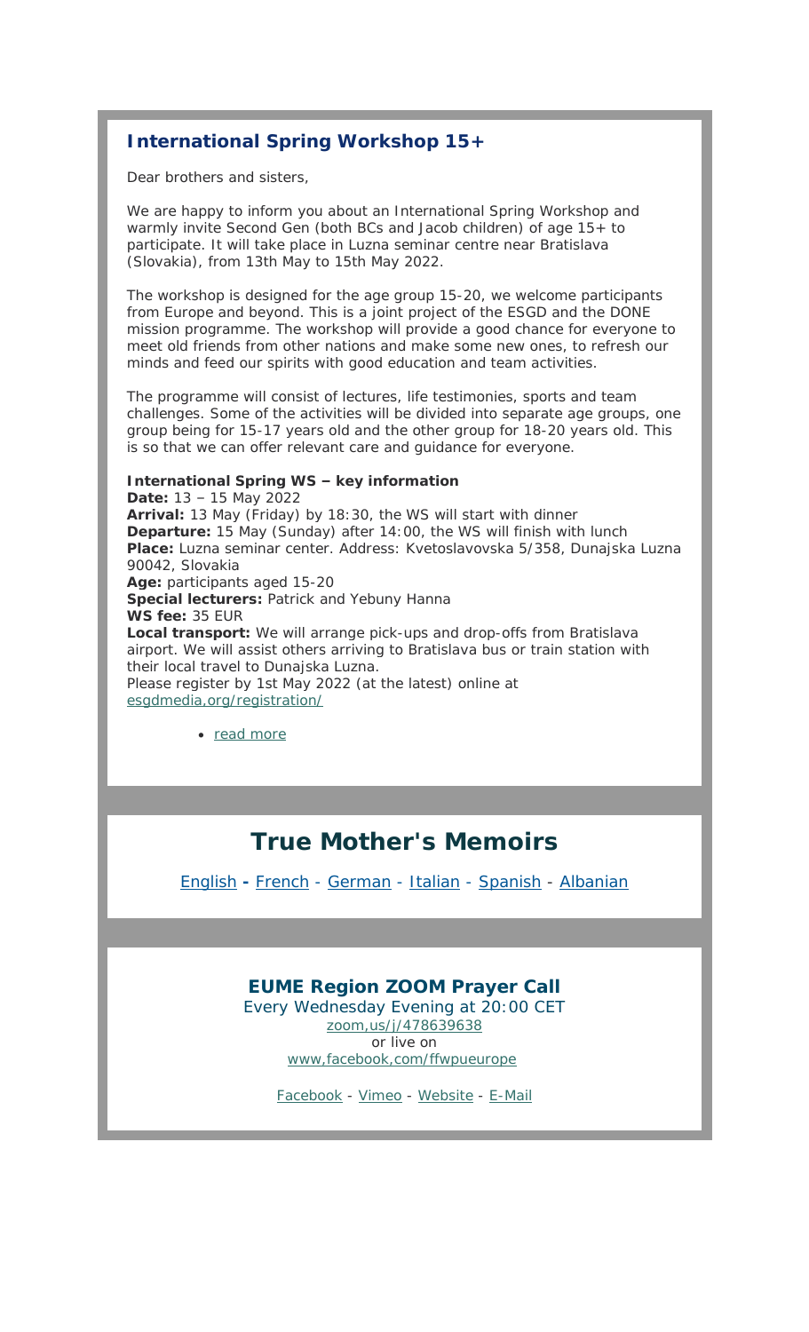## International Spring Workshop 15+

Dear brothers and sisters,

We are happy to inform you about an International Spring Workshop and warmly invite Second Gen (both BCs and Jacob children) of age 15+ to participate. It will take place in Luzna seminar centre near Bratislava (Slovakia), from 13th May to 15th May 2022.

The workshop is designed for the age group 15-20, we welcome participants from Europe and beyond. This is a joint project of the ESGD and the DONE mission programme. The workshop will provide a good chance for everyone to meet old friends from other nations and make some new ones, to refresh our minds and feed our spirits with good education and team activities.

The programme will consist of lectures, life testimonies, sports and team challenges. Some of the activities will be divided into separate age groups, one group being for 15-17 years old and the other group for 18-20 years old. This is so that we can offer relevant care and guidance for everyone.

**International Spring WS – key information**
**Date:** 13 – 15 May 2022
**Arrival:** 13 May (Friday) by 18:30, the WS will start with dinner
**Departure:** 15 May (Sunday) after 14:00, the WS will finish with lunch
**Place:** Luzna seminar center. Address: Kvetoslavovska 5/358, Dunajska Luzna 90042, Slovakia
**Age:** participants aged 15-20
**Special lecturers:** Patrick and Yebuny Hanna
**WS fee:** 35 EUR
**Local transport:** We will arrange pick-ups and drop-offs from Bratislava airport. We will assist others arriving to Bratislava bus or train station with their local travel to Dunajska Luzna.
Please register by 1st May 2022 (at the latest) online at esgdmedia,org/registration/

- read more

# True Mother's Memoirs

English - French - German - Italian - Spanish - Albanian

### EUME Region ZOOM Prayer Call

Every Wednesday Evening at 20:00 CET
zoom,us/j/478639638
or live on
www,facebook,com/ffwpueurope

Facebook - Vimeo - Website - E-Mail